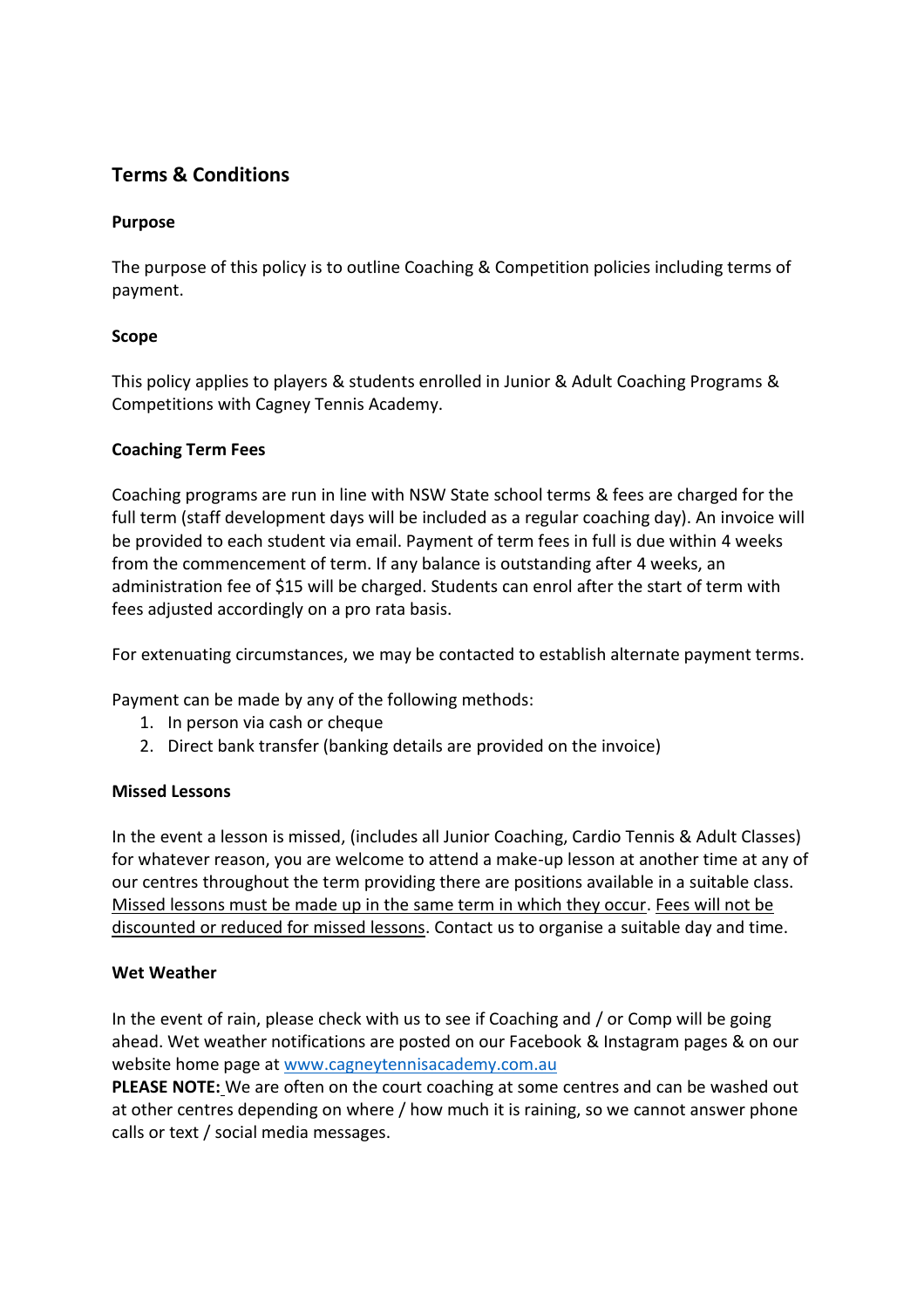# Terms & Conditions

**Purpose**

The purpose of this policy is to outline Coaching & Competition policies including terms of payment.

**Scope**

This policy applies to players & students enrolled in Junior & Adult Coaching Programs & Competitions with Cagney Tennis Academy.

**Coaching Term Fees**

Coaching programs are run in line with NSW State school terms & fees are charged for the full term (staff development days will be included as a regular coaching day). An invoice will be provided to each student via email. Payment of term fees in full is due within 4 weeks from the commencement of term. If any balance is outstanding after 4 weeks, an administration fee of $15 will be charged. Students can enrol after the start of term with fees adjusted accordingly on a pro rata basis.

For extenuating circumstances, we may be contacted to establish alternate payment terms.

Payment can be made by any of the following methods:

1. In person via cash or cheque
2. Direct bank transfer (banking details are provided on the invoice)

**Missed Lessons**

In the event a lesson is missed, (includes all Junior Coaching, Cardio Tennis & Adult Classes) for whatever reason, you are welcome to attend a make-up lesson at another time at any of our centres throughout the term providing there are positions available in a suitable class. <u>Missed lessons must be made up in the same term in which they occur</u>. <u>Fees will not be discounted or reduced for missed lessons</u>. Contact us to organise a suitable day and time.

**Wet Weather**

In the event of rain, please check with us to see if Coaching and / or Comp will be going ahead. Wet weather notifications are posted on our Facebook & Instagram pages & on our website home page at www.cagneytennisacademy.com.au

**PLEASE NOTE:** We are often on the court coaching at some centres and can be washed out at other centres depending on where / how much it is raining, so we cannot answer phone calls or text / social media messages.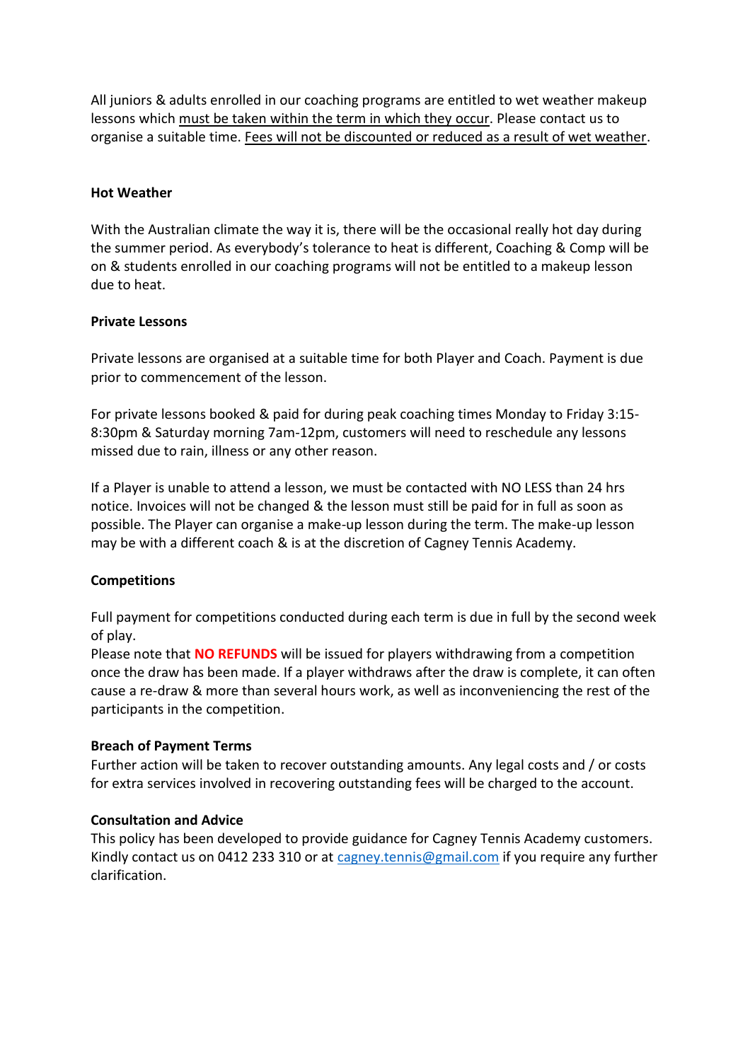All juniors & adults enrolled in our coaching programs are entitled to wet weather makeup lessons which <u>must be taken within the term in which they occur</u>. Please contact us to organise a suitable time. <u>Fees will not be discounted or reduced as a result of wet weather</u>.

**Hot Weather**

With the Australian climate the way it is, there will be the occasional really hot day during the summer period. As everybody's tolerance to heat is different, Coaching & Comp will be on & students enrolled in our coaching programs will not be entitled to a makeup lesson due to heat.

**Private Lessons**

Private lessons are organised at a suitable time for both Player and Coach. Payment is due prior to commencement of the lesson.

For private lessons booked & paid for during peak coaching times Monday to Friday 3:15-8:30pm & Saturday morning 7am-12pm, customers will need to reschedule any lessons missed due to rain, illness or any other reason.

If a Player is unable to attend a lesson, we must be contacted with NO LESS than 24 hrs notice. Invoices will not be changed & the lesson must still be paid for in full as soon as possible. The Player can organise a make-up lesson during the term. The make-up lesson may be with a different coach & is at the discretion of Cagney Tennis Academy.

**Competitions**

Full payment for competitions conducted during each term is due in full by the second week of play.
Please note that **NO REFUNDS** will be issued for players withdrawing from a competition once the draw has been made. If a player withdraws after the draw is complete, it can often cause a re-draw & more than several hours work, as well as inconveniencing the rest of the participants in the competition.

**Breach of Payment Terms**
Further action will be taken to recover outstanding amounts. Any legal costs and / or costs for extra services involved in recovering outstanding fees will be charged to the account.

**Consultation and Advice**
This policy has been developed to provide guidance for Cagney Tennis Academy customers. Kindly contact us on 0412 233 310 or at cagney.tennis@gmail.com if you require any further clarification.